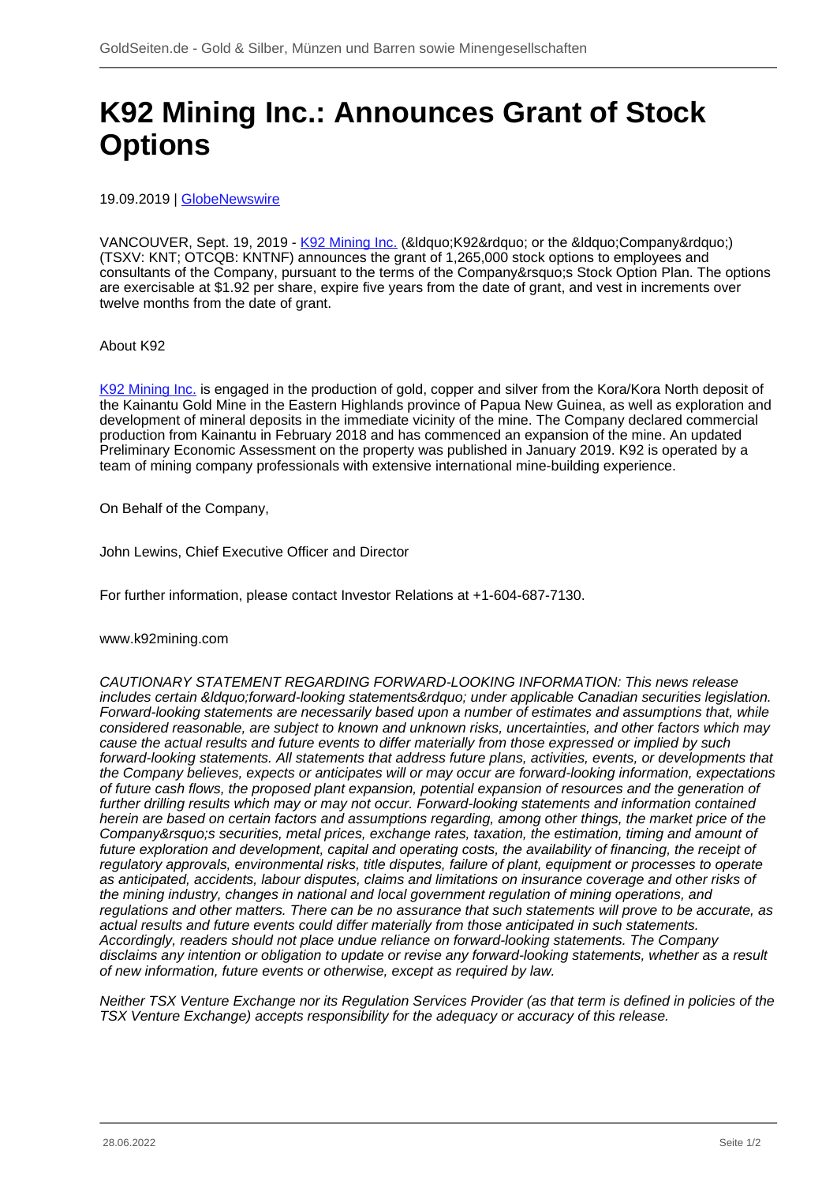# K92 Mining Inc.: Announces Grant of Stock Options

19.09.2019 | GlobeNewswire

VANCOUVER, Sept. 19, 2019 - K92 Mining Inc. (&ldquo;K92&rdquo; or the &ldquo;Company&rdquo;) (TSXV: KNT; OTCQB: KNTNF) announces the grant of 1,265,000 stock options to employees and consultants of the Company, pursuant to the terms of the Company&rsquo;s Stock Option Plan. The options are exercisable at $1.92 per share, expire five years from the date of grant, and vest in increments over twelve months from the date of grant.

About K92

K92 Mining Inc. is engaged in the production of gold, copper and silver from the Kora/Kora North deposit of the Kainantu Gold Mine in the Eastern Highlands province of Papua New Guinea, as well as exploration and development of mineral deposits in the immediate vicinity of the mine. The Company declared commercial production from Kainantu in February 2018 and has commenced an expansion of the mine. An updated Preliminary Economic Assessment on the property was published in January 2019. K92 is operated by a team of mining company professionals with extensive international mine-building experience.

On Behalf of the Company,

John Lewins, Chief Executive Officer and Director

For further information, please contact Investor Relations at +1-604-687-7130.

www.k92mining.com

*CAUTIONARY STATEMENT REGARDING FORWARD-LOOKING INFORMATION: This news release includes certain &ldquo;forward-looking statements&rdquo; under applicable Canadian securities legislation. Forward-looking statements are necessarily based upon a number of estimates and assumptions that, while considered reasonable, are subject to known and unknown risks, uncertainties, and other factors which may cause the actual results and future events to differ materially from those expressed or implied by such forward-looking statements. All statements that address future plans, activities, events, or developments that the Company believes, expects or anticipates will or may occur are forward-looking information, expectations of future cash flows, the proposed plant expansion, potential expansion of resources and the generation of further drilling results which may or may not occur. Forward-looking statements and information contained herein are based on certain factors and assumptions regarding, among other things, the market price of the Company&rsquo;s securities, metal prices, exchange rates, taxation, the estimation, timing and amount of future exploration and development, capital and operating costs, the availability of financing, the receipt of regulatory approvals, environmental risks, title disputes, failure of plant, equipment or processes to operate as anticipated, accidents, labour disputes, claims and limitations on insurance coverage and other risks of the mining industry, changes in national and local government regulation of mining operations, and regulations and other matters. There can be no assurance that such statements will prove to be accurate, as actual results and future events could differ materially from those anticipated in such statements. Accordingly, readers should not place undue reliance on forward-looking statements. The Company disclaims any intention or obligation to update or revise any forward-looking statements, whether as a result of new information, future events or otherwise, except as required by law.*

*Neither TSX Venture Exchange nor its Regulation Services Provider (as that term is defined in policies of the TSX Venture Exchange) accepts responsibility for the adequacy or accuracy of this release.*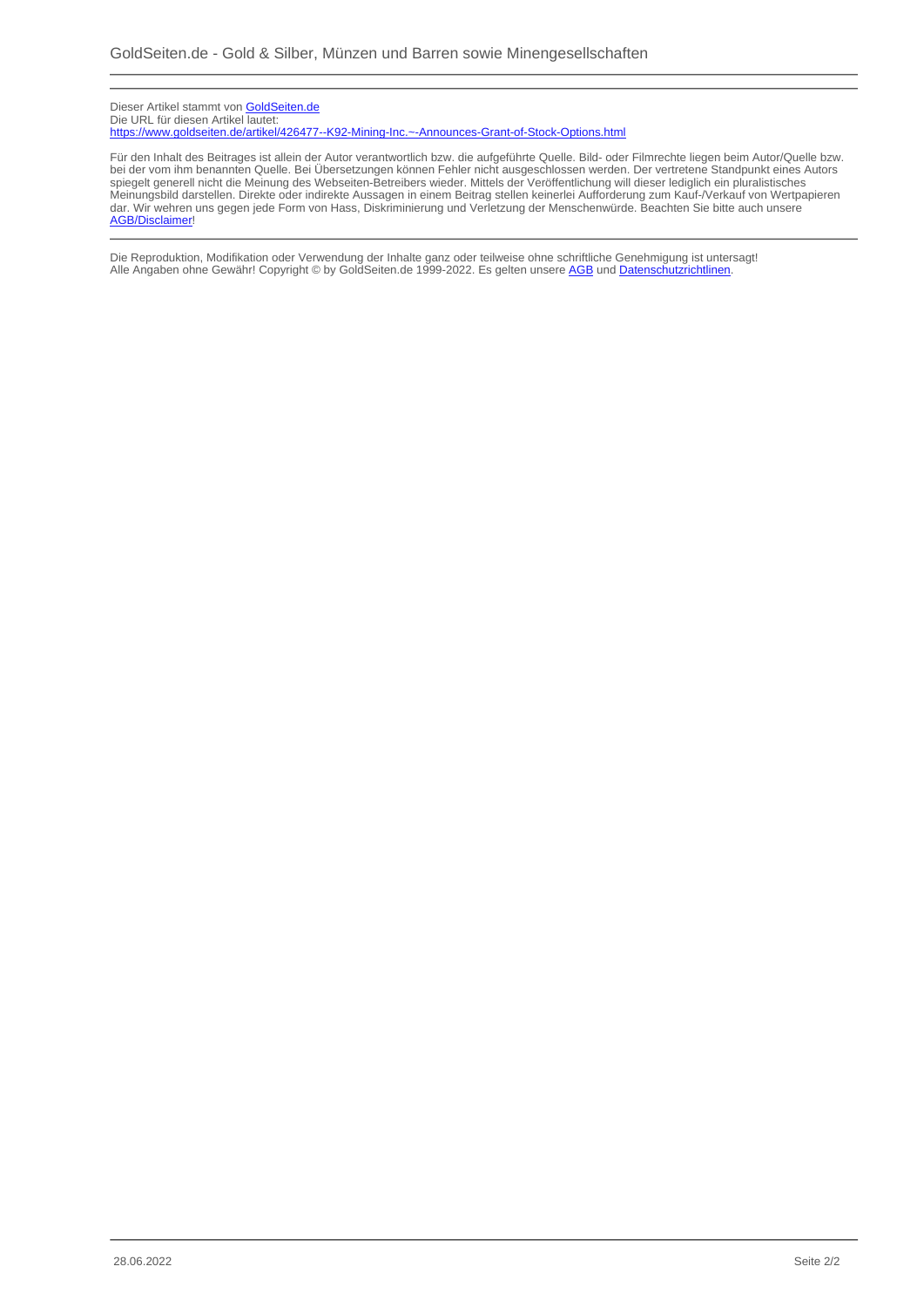Dieser Artikel stammt von [GoldSeiten.de](https://www.goldseiten.de)
Die URL für diesen Artikel lautet:
[https://www.goldseiten.de/artikel/426477--K92-Mining-Inc.~-Announces-Grant-of-Stock-Options.html](https://www.goldseiten.de/artikel/426477--K92-Mining-Inc.~-Announces-Grant-of-Stock-Options.html)

Für den Inhalt des Beitrages ist allein der Autor verantwortlich bzw. die aufgeführte Quelle. Bild- oder Filmrechte liegen beim Autor/Quelle bzw. bei der vom ihm benannten Quelle. Bei Übersetzungen können Fehler nicht ausgeschlossen werden. Der vertretene Standpunkt eines Autors spiegelt generell nicht die Meinung des Webseiten-Betreibers wieder. Mittels der Veröffentlichung will dieser lediglich ein pluralistisches Meinungsbild darstellen. Direkte oder indirekte Aussagen in einem Beitrag stellen keinerlei Aufforderung zum Kauf-/Verkauf von Wertpapieren dar. Wir wehren uns gegen jede Form von Hass, Diskriminierung und Verletzung der Menschenwürde. Beachten Sie bitte auch unsere AGB/Disclaimer!

---

Die Reproduktion, Modifikation oder Verwendung der Inhalte ganz oder teilweise ohne schriftliche Genehmigung ist untersagt!
Alle Angaben ohne Gewähr! Copyright © by GoldSeiten.de 1999-2022. Es gelten unsere AGB und Datenschutzrichtlinen.